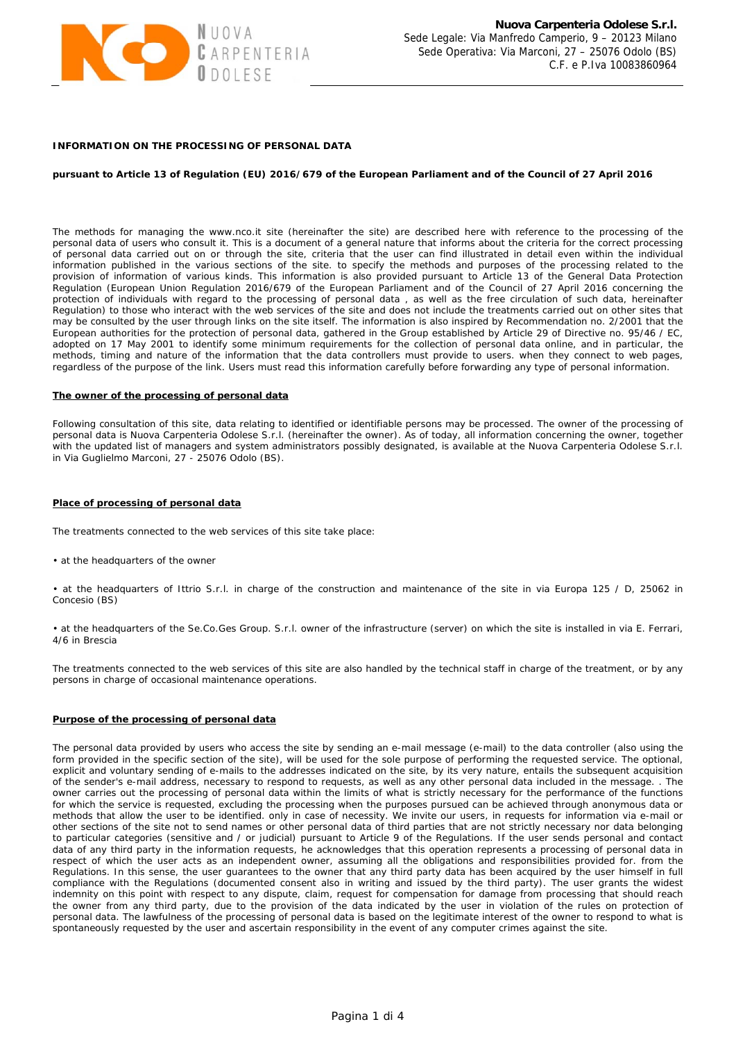**Nuova Carpenteria Odolese S.r.l.**
Sede Legale: Via Manfredo Camperio, 9 – 20123 Milano
Sede Operativa: Via Marconi, 27 – 25076 Odolo (BS)
C.F. e P.Iva 10083860964

**INFORMATION ON THE PROCESSING OF PERSONAL DATA**

**pursuant to Article 13 of Regulation (EU) 2016/679 of the European Parliament and of the Council of 27 April 2016**

The methods for managing the www.nco.it site (hereinafter the site) are described here with reference to the processing of the personal data of users who consult it. This is a document of a general nature that informs about the criteria for the correct processing of personal data carried out on or through the site, criteria that the user can find illustrated in detail even within the individual information published in the various sections of the site. to specify the methods and purposes of the processing related to the provision of information of various kinds. This information is also provided pursuant to Article 13 of the General Data Protection Regulation (European Union Regulation 2016/679 of the European Parliament and of the Council of 27 April 2016 concerning the protection of individuals with regard to the processing of personal data , as well as the free circulation of such data, hereinafter Regulation) to those who interact with the web services of the site and does not include the treatments carried out on other sites that may be consulted by the user through links on the site itself. The information is also inspired by Recommendation no. 2/2001 that the European authorities for the protection of personal data, gathered in the Group established by Article 29 of Directive no. 95/46 / EC, adopted on 17 May 2001 to identify some minimum requirements for the collection of personal data online, and in particular, the methods, timing and nature of the information that the data controllers must provide to users. when they connect to web pages, regardless of the purpose of the link. Users must read this information carefully before forwarding any type of personal information.

**The owner of the processing of personal data**

Following consultation of this site, data relating to identified or identifiable persons may be processed. The owner of the processing of personal data is Nuova Carpenteria Odolese S.r.l. (hereinafter the owner). As of today, all information concerning the owner, together with the updated list of managers and system administrators possibly designated, is available at the Nuova Carpenteria Odolese S.r.l. in Via Guglielmo Marconi, 27 - 25076 Odolo (BS).

**Place of processing of personal data**

The treatments connected to the web services of this site take place:

- at the headquarters of the owner
- at the headquarters of Ittrio S.r.l. in charge of the construction and maintenance of the site in via Europa 125 / D, 25062 in Concesio (BS)
- at the headquarters of the Se.Co.Ges Group. S.r.l. owner of the infrastructure (server) on which the site is installed in via E. Ferrari, 4/6 in Brescia

The treatments connected to the web services of this site are also handled by the technical staff in charge of the treatment, or by any persons in charge of occasional maintenance operations.

**Purpose of the processing of personal data**

The personal data provided by users who access the site by sending an e-mail message (e-mail) to the data controller (also using the form provided in the specific section of the site), will be used for the sole purpose of performing the requested service. The optional, explicit and voluntary sending of e-mails to the addresses indicated on the site, by its very nature, entails the subsequent acquisition of the sender's e-mail address, necessary to respond to requests, as well as any other personal data included in the message. . The owner carries out the processing of personal data within the limits of what is strictly necessary for the performance of the functions for which the service is requested, excluding the processing when the purposes pursued can be achieved through anonymous data or methods that allow the user to be identified. only in case of necessity. We invite our users, in requests for information via e-mail or other sections of the site not to send names or other personal data of third parties that are not strictly necessary nor data belonging to particular categories (sensitive and / or judicial) pursuant to Article 9 of the Regulations. If the user sends personal and contact data of any third party in the information requests, he acknowledges that this operation represents a processing of personal data in respect of which the user acts as an independent owner, assuming all the obligations and responsibilities provided for. from the Regulations. In this sense, the user guarantees to the owner that any third party data has been acquired by the user himself in full compliance with the Regulations (documented consent also in writing and issued by the third party). The user grants the widest indemnity on this point with respect to any dispute, claim, request for compensation for damage from processing that should reach the owner from any third party, due to the provision of the data indicated by the user in violation of the rules on protection of personal data. The lawfulness of the processing of personal data is based on the legitimate interest of the owner to respond to what is spontaneously requested by the user and ascertain responsibility in the event of any computer crimes against the site.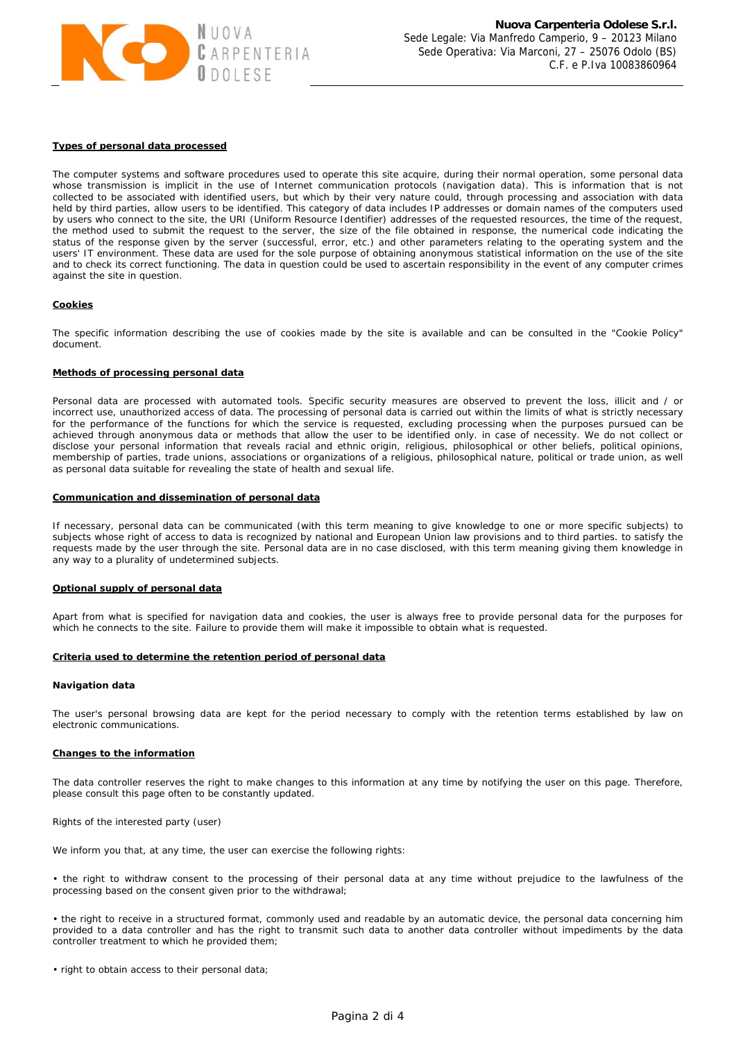## Types of personal data processed

The computer systems and software procedures used to operate this site acquire, during their normal operation, some personal data whose transmission is implicit in the use of Internet communication protocols (navigation data). This is information that is not collected to be associated with identified users, but which by their very nature could, through processing and association with data held by third parties, allow users to be identified. This category of data includes IP addresses or domain names of the computers used by users who connect to the site, the URI (Uniform Resource Identifier) addresses of the requested resources, the time of the request, the method used to submit the request to the server, the size of the file obtained in response, the numerical code indicating the status of the response given by the server (successful, error, etc.) and other parameters relating to the operating system and the users' IT environment. These data are used for the sole purpose of obtaining anonymous statistical information on the use of the site and to check its correct functioning. The data in question could be used to ascertain responsibility in the event of any computer crimes against the site in question.

## Cookies

The specific information describing the use of cookies made by the site is available and can be consulted in the "Cookie Policy" document.

## Methods of processing personal data

Personal data are processed with automated tools. Specific security measures are observed to prevent the loss, illicit and / or incorrect use, unauthorized access of data. The processing of personal data is carried out within the limits of what is strictly necessary for the performance of the functions for which the service is requested, excluding processing when the purposes pursued can be achieved through anonymous data or methods that allow the user to be identified only. in case of necessity. We do not collect or disclose your personal information that reveals racial and ethnic origin, religious, philosophical or other beliefs, political opinions, membership of parties, trade unions, associations or organizations of a religious, philosophical nature, political or trade union, as well as personal data suitable for revealing the state of health and sexual life.

## Communication and dissemination of personal data

If necessary, personal data can be communicated (with this term meaning to give knowledge to one or more specific subjects) to subjects whose right of access to data is recognized by national and European Union law provisions and to third parties. to satisfy the requests made by the user through the site. Personal data are in no case disclosed, with this term meaning giving them knowledge in any way to a plurality of undetermined subjects.

## Optional supply of personal data

Apart from what is specified for navigation data and cookies, the user is always free to provide personal data for the purposes for which he connects to the site. Failure to provide them will make it impossible to obtain what is requested.

## Criteria used to determine the retention period of personal data

### Navigation data

The user's personal browsing data are kept for the period necessary to comply with the retention terms established by law on electronic communications.

## Changes to the information

The data controller reserves the right to make changes to this information at any time by notifying the user on this page. Therefore, please consult this page often to be constantly updated.

Rights of the interested party (user)

We inform you that, at any time, the user can exercise the following rights:

- the right to withdraw consent to the processing of their personal data at any time without prejudice to the lawfulness of the processing based on the consent given prior to the withdrawal;

- the right to receive in a structured format, commonly used and readable by an automatic device, the personal data concerning him provided to a data controller and has the right to transmit such data to another data controller without impediments by the data controller treatment to which he provided them;

- right to obtain access to their personal data;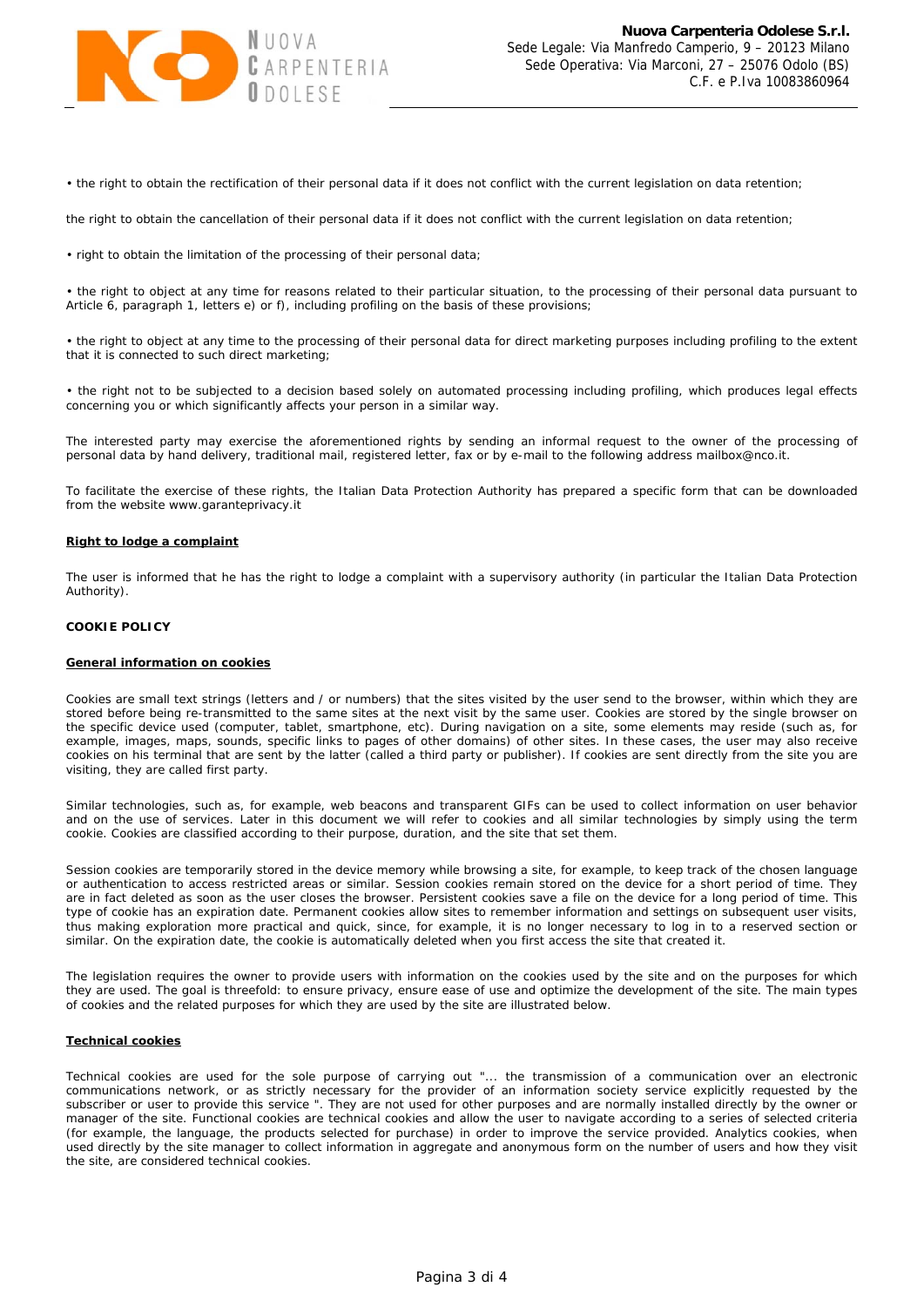• the right to obtain the rectification of their personal data if it does not conflict with the current legislation on data retention;

the right to obtain the cancellation of their personal data if it does not conflict with the current legislation on data retention;

• right to obtain the limitation of the processing of their personal data;

• the right to object at any time for reasons related to their particular situation, to the processing of their personal data pursuant to Article 6, paragraph 1, letters e) or f), including profiling on the basis of these provisions;

• the right to object at any time to the processing of their personal data for direct marketing purposes including profiling to the extent that it is connected to such direct marketing;

• the right not to be subjected to a decision based solely on automated processing including profiling, which produces legal effects concerning you or which significantly affects your person in a similar way.

The interested party may exercise the aforementioned rights by sending an informal request to the owner of the processing of personal data by hand delivery, traditional mail, registered letter, fax or by e-mail to the following address mailbox@nco.it.

To facilitate the exercise of these rights, the Italian Data Protection Authority has prepared a specific form that can be downloaded from the website www.garanteprivacy.it

**Right to lodge a complaint**

The user is informed that he has the right to lodge a complaint with a supervisory authority (in particular the Italian Data Protection Authority).

**COOKIE POLICY**

**General information on cookies**

Cookies are small text strings (letters and / or numbers) that the sites visited by the user send to the browser, within which they are stored before being re-transmitted to the same sites at the next visit by the same user. Cookies are stored by the single browser on the specific device used (computer, tablet, smartphone, etc). During navigation on a site, some elements may reside (such as, for example, images, maps, sounds, specific links to pages of other domains) of other sites. In these cases, the user may also receive cookies on his terminal that are sent by the latter (called a third party or publisher). If cookies are sent directly from the site you are visiting, they are called first party.

Similar technologies, such as, for example, web beacons and transparent GIFs can be used to collect information on user behavior and on the use of services. Later in this document we will refer to cookies and all similar technologies by simply using the term cookie. Cookies are classified according to their purpose, duration, and the site that set them.

Session cookies are temporarily stored in the device memory while browsing a site, for example, to keep track of the chosen language or authentication to access restricted areas or similar. Session cookies remain stored on the device for a short period of time. They are in fact deleted as soon as the user closes the browser. Persistent cookies save a file on the device for a long period of time. This type of cookie has an expiration date. Permanent cookies allow sites to remember information and settings on subsequent user visits, thus making exploration more practical and quick, since, for example, it is no longer necessary to log in to a reserved section or similar. On the expiration date, the cookie is automatically deleted when you first access the site that created it.

The legislation requires the owner to provide users with information on the cookies used by the site and on the purposes for which they are used. The goal is threefold: to ensure privacy, ensure ease of use and optimize the development of the site. The main types of cookies and the related purposes for which they are used by the site are illustrated below.

**Technical cookies**

Technical cookies are used for the sole purpose of carrying out "... the transmission of a communication over an electronic communications network, or as strictly necessary for the provider of an information society service explicitly requested by the subscriber or user to provide this service ". They are not used for other purposes and are normally installed directly by the owner or manager of the site. Functional cookies are technical cookies and allow the user to navigate according to a series of selected criteria (for example, the language, the products selected for purchase) in order to improve the service provided. Analytics cookies, when used directly by the site manager to collect information in aggregate and anonymous form on the number of users and how they visit the site, are considered technical cookies.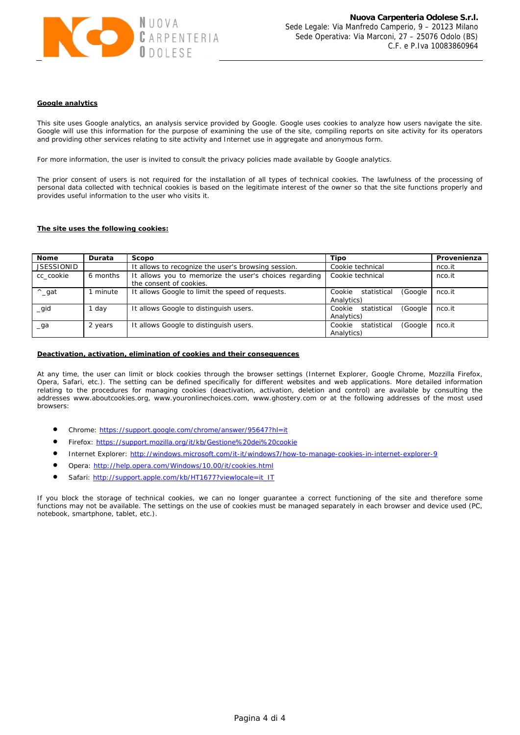**Google analytics**

This site uses Google analytics, an analysis service provided by Google. Google uses cookies to analyze how users navigate the site. Google will use this information for the purpose of examining the use of the site, compiling reports on site activity for its operators and providing other services relating to site activity and Internet use in aggregate and anonymous form.

For more information, the user is invited to consult the privacy policies made available by Google analytics.

The prior consent of users is not required for the installation of all types of technical cookies. The lawfulness of the processing of personal data collected with technical cookies is based on the legitimate interest of the owner so that the site functions properly and provides useful information to the user who visits it.

**The site uses the following cookies:**

| Nome | Durata | Scopo | Tipo | Provenienza |
|---|---|---|---|---|
| JSESSIONID | | It allows to recognize the user's browsing session. | Cookie technical | nco.it |
| cc_cookie | 6 months | It allows you to memorize the user's choices regarding the consent of cookies. | Cookie technical | nco.it |
| ^_gat | 1 minute | It allows Google to limit the speed of requests. | Cookie statistical (Google Analytics) | nco.it |
| _gid | 1 day | It allows Google to distinguish users. | Cookie statistical (Google Analytics) | nco.it |
| _ga | 2 years | It allows Google to distinguish users. | Cookie statistical (Google Analytics) | nco.it |

**Deactivation, activation, elimination of cookies and their consequences**

At any time, the user can limit or block cookies through the browser settings (Internet Explorer, Google Chrome, Mozzilla Firefox, Opera, Safari, etc.). The setting can be defined specifically for different websites and web applications. More detailed information relating to the procedures for managing cookies (deactivation, activation, deletion and control) are available by consulting the addresses www.aboutcookies.org, www.youronlinechoices.com, www.ghostery.com or at the following addresses of the most used browsers:

- Chrome: https://support.google.com/chrome/answer/95647?hl=it
- Firefox: https://support.mozilla.org/it/kb/Gestione%20dei%20cookie
- Internet Explorer: http://windows.microsoft.com/it-it/windows7/how-to-manage-cookies-in-internet-explorer-9
- Opera: http://help.opera.com/Windows/10.00/it/cookies.html
- Safari: http://support.apple.com/kb/HT1677?viewlocale=it_IT

If you block the storage of technical cookies, we can no longer guarantee a correct functioning of the site and therefore some functions may not be available. The settings on the use of cookies must be managed separately in each browser and device used (PC, notebook, smartphone, tablet, etc.).